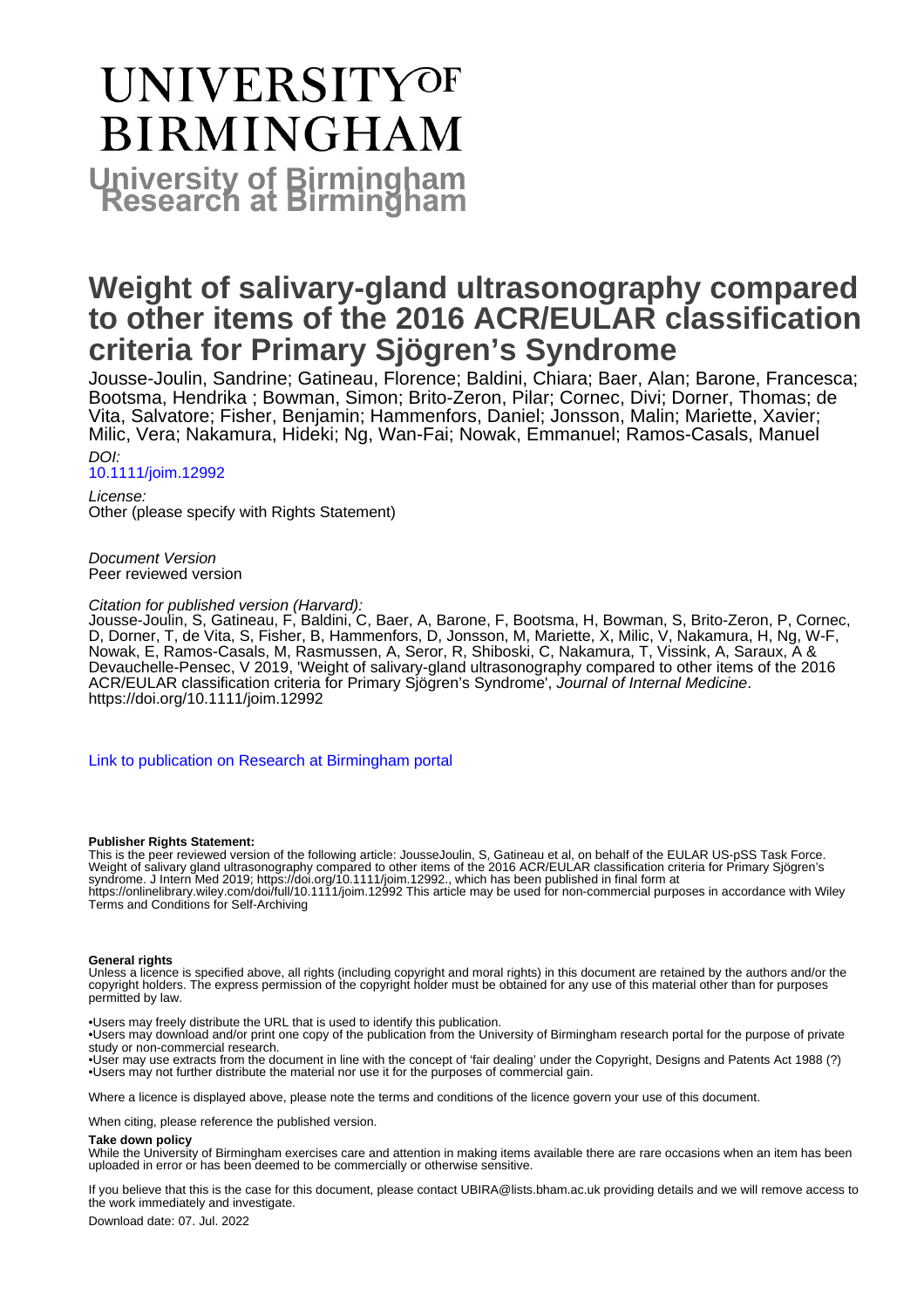# UNIVERSITY OF BIRMINGHAM

## University of Birmingham Research at Birmingham

# Weight of salivary-gland ultrasonography compared to other items of the 2016 ACR/EULAR classification criteria for Primary Sjögren's Syndrome

Jousse-Joulin, Sandrine; Gatineau, Florence; Baldini, Chiara; Baer, Alan; Barone, Francesca; Bootsma, Hendrika ; Bowman, Simon; Brito-Zeron, Pilar; Cornec, Divi; Dorner, Thomas; de Vita, Salvatore; Fisher, Benjamin; Hammenfors, Daniel; Jonsson, Malin; Mariette, Xavier; Milic, Vera; Nakamura, Hideki; Ng, Wan-Fai; Nowak, Emmanuel; Ramos-Casals, Manuel

*DOI:*
[10.1111/joim.12992](https://doi.org/10.1111/joim.12992)

*License:*
Other (please specify with Rights Statement)

*Document Version*
Peer reviewed version

*Citation for published version (Harvard):*
Jousse-Joulin, S, Gatineau, F, Baldini, C, Baer, A, Barone, F, Bootsma, H, Bowman, S, Brito-Zeron, P, Cornec, D, Dorner, T, de Vita, S, Fisher, B, Hammenfors, D, Jonsson, M, Mariette, X, Milic, V, Nakamura, H, Ng, W-F, Nowak, E, Ramos-Casals, M, Rasmussen, A, Seror, R, Shiboski, C, Nakamura, T, Vissink, A, Saraux, A & Devauchelle-Pensec, V 2019, 'Weight of salivary-gland ultrasonography compared to other items of the 2016 ACR/EULAR classification criteria for Primary Sjögren's Syndrome', *Journal of Internal Medicine*. https://doi.org/10.1111/joim.12992

[Link to publication on Research at Birmingham portal]

**Publisher Rights Statement:**
This is the peer reviewed version of the following article: JousseJoulin, S, Gatineau et al, on behalf of the EULAR US-pSS Task Force. Weight of salivary gland ultrasonography compared to other items of the 2016 ACR/EULAR classification criteria for Primary Sjögren's syndrome. J Intern Med 2019; https://doi.org/10.1111/joim.12992., which has been published in final form at https://onlinelibrary.wiley.com/doi/full/10.1111/joim.12992 This article may be used for non-commercial purposes in accordance with Wiley Terms and Conditions for Self-Archiving

**General rights**
Unless a licence is specified above, all rights (including copyright and moral rights) in this document are retained by the authors and/or the copyright holders. The express permission of the copyright holder must be obtained for any use of this material other than for purposes permitted by law.

•Users may freely distribute the URL that is used to identify this publication.
•Users may download and/or print one copy of the publication from the University of Birmingham research portal for the purpose of private study or non-commercial research.
•User may use extracts from the document in line with the concept of 'fair dealing' under the Copyright, Designs and Patents Act 1988 (?)
•Users may not further distribute the material nor use it for the purposes of commercial gain.

Where a licence is displayed above, please note the terms and conditions of the licence govern your use of this document.

When citing, please reference the published version.

**Take down policy**
While the University of Birmingham exercises care and attention in making items available there are rare occasions when an item has been uploaded in error or has been deemed to be commercially or otherwise sensitive.

If you believe that this is the case for this document, please contact UBIRA@lists.bham.ac.uk providing details and we will remove access to the work immediately and investigate.

Download date: 07. Jul. 2022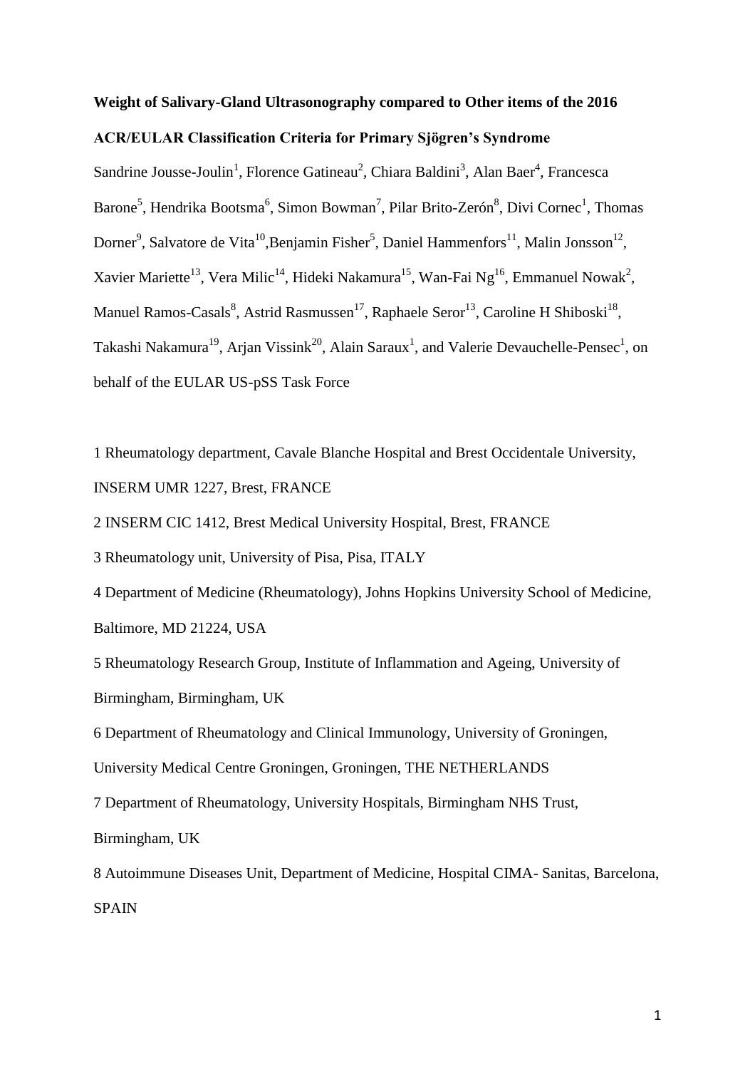**Weight of Salivary-Gland Ultrasonography compared to Other items of the 2016 ACR/EULAR Classification Criteria for Primary Sjögren's Syndrome**

Sandrine Jousse-Joulin[1], Florence Gatineau[2], Chiara Baldini[3], Alan Baer[4], Francesca Barone[5], Hendrika Bootsma[6], Simon Bowman[7], Pilar Brito-Zerón[8], Divi Cornec[1], Thomas Dorner[9], Salvatore de Vita[10], Benjamin Fisher[5], Daniel Hammenfors[11], Malin Jonsson[12], Xavier Mariette[13], Vera Milic[14], Hideki Nakamura[15], Wan-Fai Ng[16], Emmanuel Nowak[2], Manuel Ramos-Casals[8], Astrid Rasmussen[17], Raphaele Seror[13], Caroline H Shiboski[18], Takashi Nakamura[19], Arjan Vissink[20], Alain Saraux[1], and Valerie Devauchelle-Pensec[1], on behalf of the EULAR US-pSS Task Force

1 Rheumatology department, Cavale Blanche Hospital and Brest Occidentale University, INSERM UMR 1227, Brest, FRANCE

2 INSERM CIC 1412, Brest Medical University Hospital, Brest, FRANCE

3 Rheumatology unit, University of Pisa, Pisa, ITALY

4 Department of Medicine (Rheumatology), Johns Hopkins University School of Medicine, Baltimore, MD 21224, USA

5 Rheumatology Research Group, Institute of Inflammation and Ageing, University of Birmingham, Birmingham, UK

6 Department of Rheumatology and Clinical Immunology, University of Groningen, University Medical Centre Groningen, Groningen, THE NETHERLANDS

7 Department of Rheumatology, University Hospitals, Birmingham NHS Trust, Birmingham, UK

8 Autoimmune Diseases Unit, Department of Medicine, Hospital CIMA- Sanitas, Barcelona, SPAIN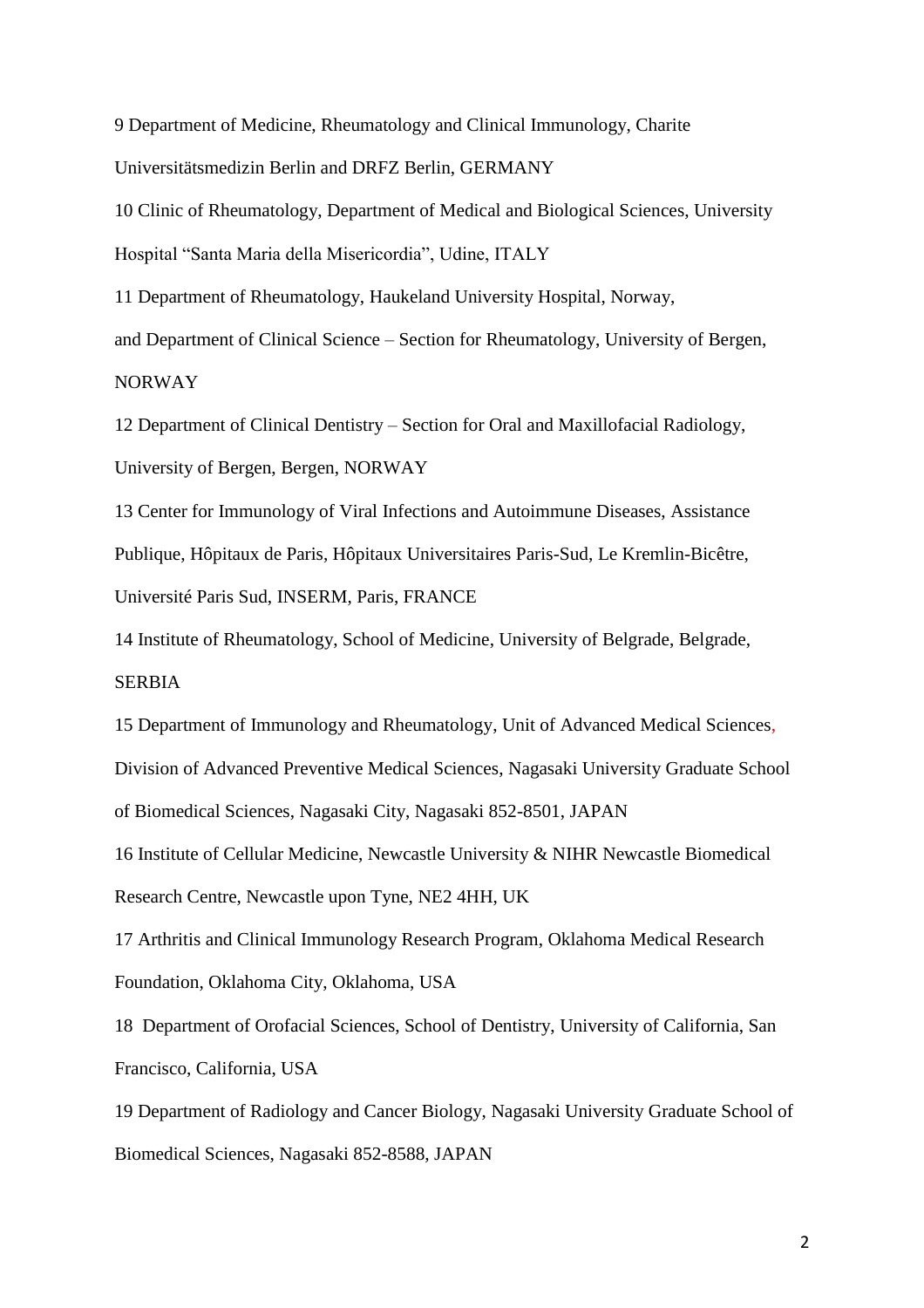9 Department of Medicine, Rheumatology and Clinical Immunology, Charite Universitätsmedizin Berlin and DRFZ Berlin, GERMANY

10 Clinic of Rheumatology, Department of Medical and Biological Sciences, University Hospital "Santa Maria della Misericordia", Udine, ITALY

11 Department of Rheumatology, Haukeland University Hospital, Norway, and Department of Clinical Science – Section for Rheumatology, University of Bergen, NORWAY

12 Department of Clinical Dentistry – Section for Oral and Maxillofacial Radiology, University of Bergen, Bergen, NORWAY

13 Center for Immunology of Viral Infections and Autoimmune Diseases, Assistance Publique, Hôpitaux de Paris, Hôpitaux Universitaires Paris-Sud, Le Kremlin-Bicêtre, Université Paris Sud, INSERM, Paris, FRANCE

14 Institute of Rheumatology, School of Medicine, University of Belgrade, Belgrade, SERBIA

15 Department of Immunology and Rheumatology, Unit of Advanced Medical Sciences, Division of Advanced Preventive Medical Sciences, Nagasaki University Graduate School of Biomedical Sciences, Nagasaki City, Nagasaki 852-8501, JAPAN

16 Institute of Cellular Medicine, Newcastle University & NIHR Newcastle Biomedical Research Centre, Newcastle upon Tyne, NE2 4HH, UK

17 Arthritis and Clinical Immunology Research Program, Oklahoma Medical Research Foundation, Oklahoma City, Oklahoma, USA

18 Department of Orofacial Sciences, School of Dentistry, University of California, San Francisco, California, USA

19 Department of Radiology and Cancer Biology, Nagasaki University Graduate School of Biomedical Sciences, Nagasaki 852-8588, JAPAN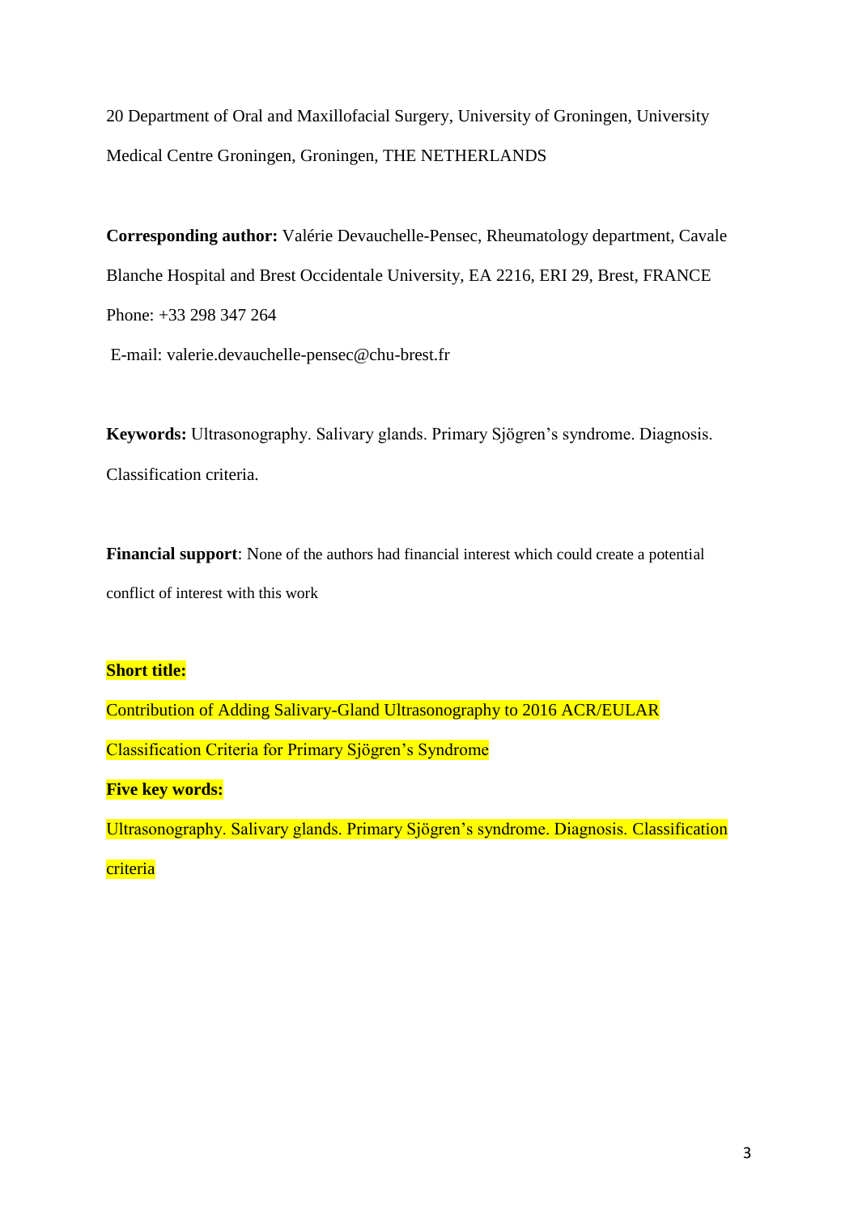20 Department of Oral and Maxillofacial Surgery, University of Groningen, University Medical Centre Groningen, Groningen, THE NETHERLANDS

**Corresponding author:** Valérie Devauchelle-Pensec, Rheumatology department, Cavale Blanche Hospital and Brest Occidentale University, EA 2216, ERI 29, Brest, FRANCE

Phone: +33 298 347 264

E-mail: valerie.devauchelle-pensec@chu-brest.fr

**Keywords:** Ultrasonography. Salivary glands. Primary Sjögren's syndrome. Diagnosis. Classification criteria.

**Financial support**: None of the authors had financial interest which could create a potential conflict of interest with this work

**Short title:**

Contribution of Adding Salivary-Gland Ultrasonography to 2016 ACR/EULAR Classification Criteria for Primary Sjögren's Syndrome

**Five key words:**

Ultrasonography. Salivary glands. Primary Sjögren's syndrome. Diagnosis. Classification criteria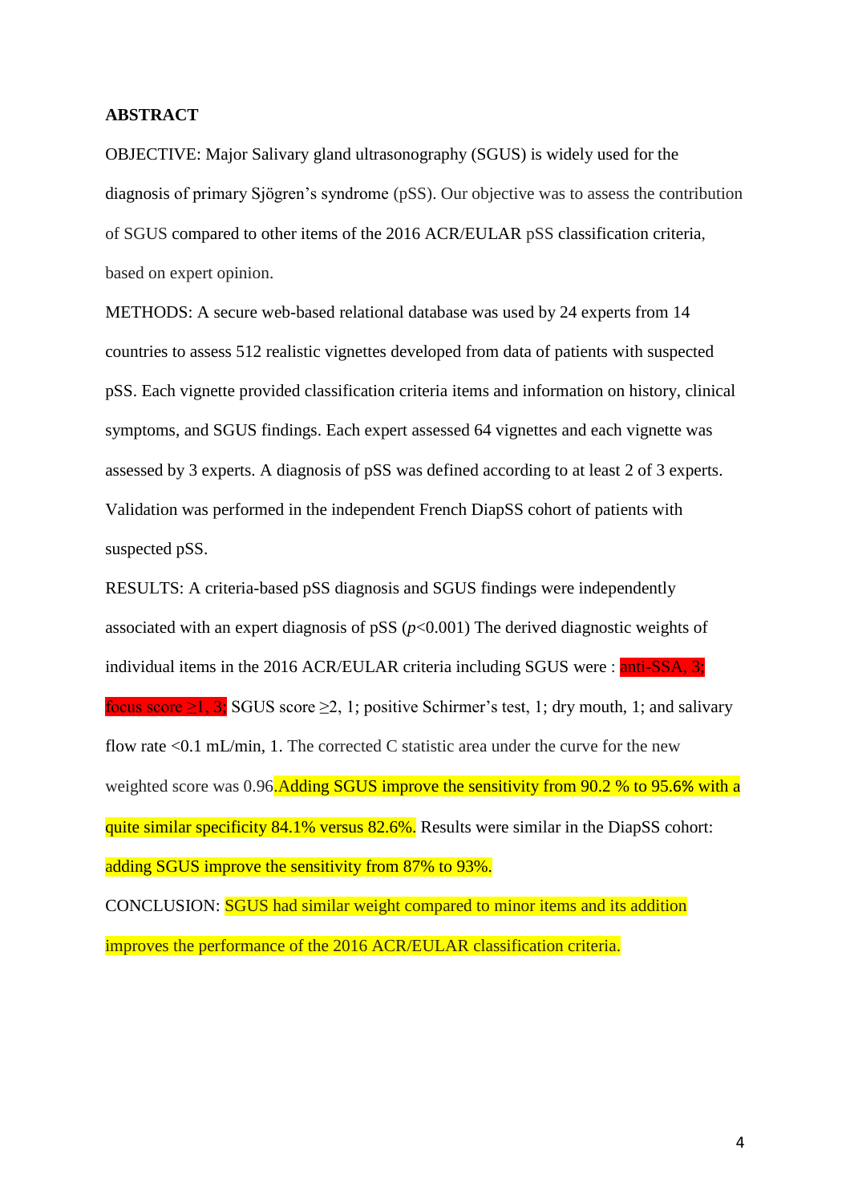**ABSTRACT**

OBJECTIVE: Major Salivary gland ultrasonography (SGUS) is widely used for the diagnosis of primary Sjögren's syndrome (pSS). Our objective was to assess the contribution of SGUS compared to other items of the 2016 ACR/EULAR pSS classification criteria, based on expert opinion.

METHODS: A secure web-based relational database was used by 24 experts from 14 countries to assess 512 realistic vignettes developed from data of patients with suspected pSS. Each vignette provided classification criteria items and information on history, clinical symptoms, and SGUS findings. Each expert assessed 64 vignettes and each vignette was assessed by 3 experts. A diagnosis of pSS was defined according to at least 2 of 3 experts. Validation was performed in the independent French DiapSS cohort of patients with suspected pSS.

RESULTS: A criteria-based pSS diagnosis and SGUS findings were independently associated with an expert diagnosis of pSS (*p*<0.001) The derived diagnostic weights of individual items in the 2016 ACR/EULAR criteria including SGUS were : anti-SSA, 3; focus score ≥1, 3; SGUS score ≥2, 1; positive Schirmer's test, 1; dry mouth, 1; and salivary flow rate <0.1 mL/min, 1. The corrected C statistic area under the curve for the new weighted score was 0.96.Adding SGUS improve the sensitivity from 90.2 % to 95.6% with a quite similar specificity 84.1% versus 82.6%. Results were similar in the DiapSS cohort: adding SGUS improve the sensitivity from 87% to 93%.

CONCLUSION: SGUS had similar weight compared to minor items and its addition improves the performance of the 2016 ACR/EULAR classification criteria.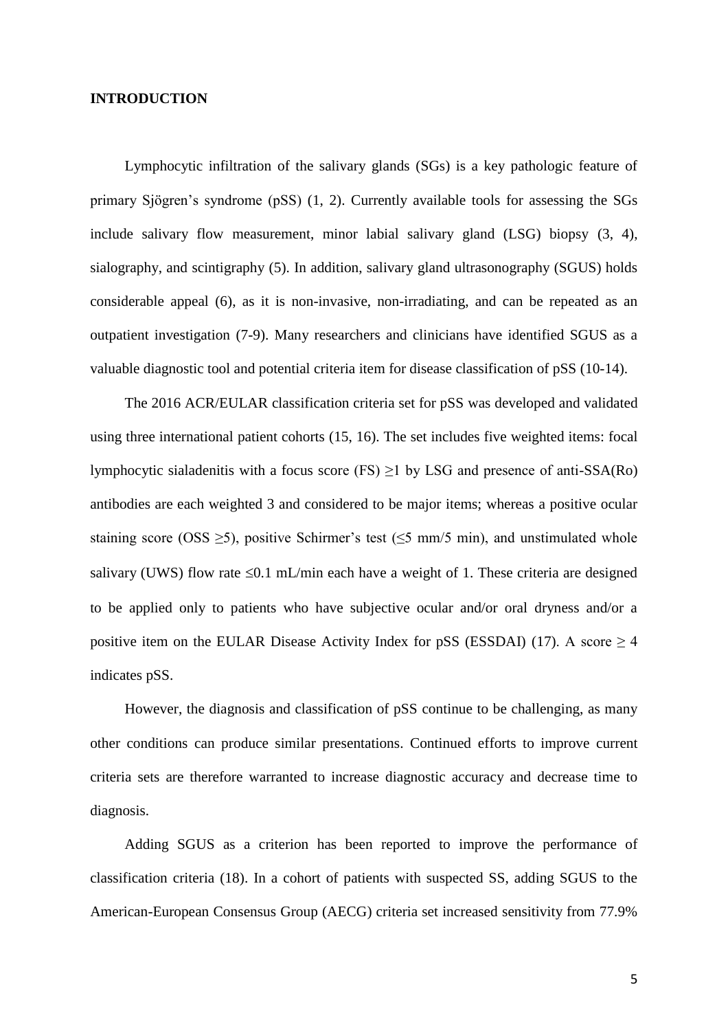## INTRODUCTION

Lymphocytic infiltration of the salivary glands (SGs) is a key pathologic feature of primary Sjögren's syndrome (pSS) (1, 2). Currently available tools for assessing the SGs include salivary flow measurement, minor labial salivary gland (LSG) biopsy (3, 4), sialography, and scintigraphy (5). In addition, salivary gland ultrasonography (SGUS) holds considerable appeal (6), as it is non-invasive, non-irradiating, and can be repeated as an outpatient investigation (7-9). Many researchers and clinicians have identified SGUS as a valuable diagnostic tool and potential criteria item for disease classification of pSS (10-14).

The 2016 ACR/EULAR classification criteria set for pSS was developed and validated using three international patient cohorts (15, 16). The set includes five weighted items: focal lymphocytic sialadenitis with a focus score (FS) $\geq 1$ by LSG and presence of anti-SSA(Ro) antibodies are each weighted 3 and considered to be major items; whereas a positive ocular staining score (OSS $\geq 5$), positive Schirmer's test ($\leq 5$ mm/5 min), and unstimulated whole salivary (UWS) flow rate $\leq 0.1$ mL/min each have a weight of 1. These criteria are designed to be applied only to patients who have subjective ocular and/or oral dryness and/or a positive item on the EULAR Disease Activity Index for pSS (ESSDAI) (17). A score $\geq 4$ indicates pSS.

However, the diagnosis and classification of pSS continue to be challenging, as many other conditions can produce similar presentations. Continued efforts to improve current criteria sets are therefore warranted to increase diagnostic accuracy and decrease time to diagnosis.

Adding SGUS as a criterion has been reported to improve the performance of classification criteria (18). In a cohort of patients with suspected SS, adding SGUS to the American-European Consensus Group (AECG) criteria set increased sensitivity from 77.9%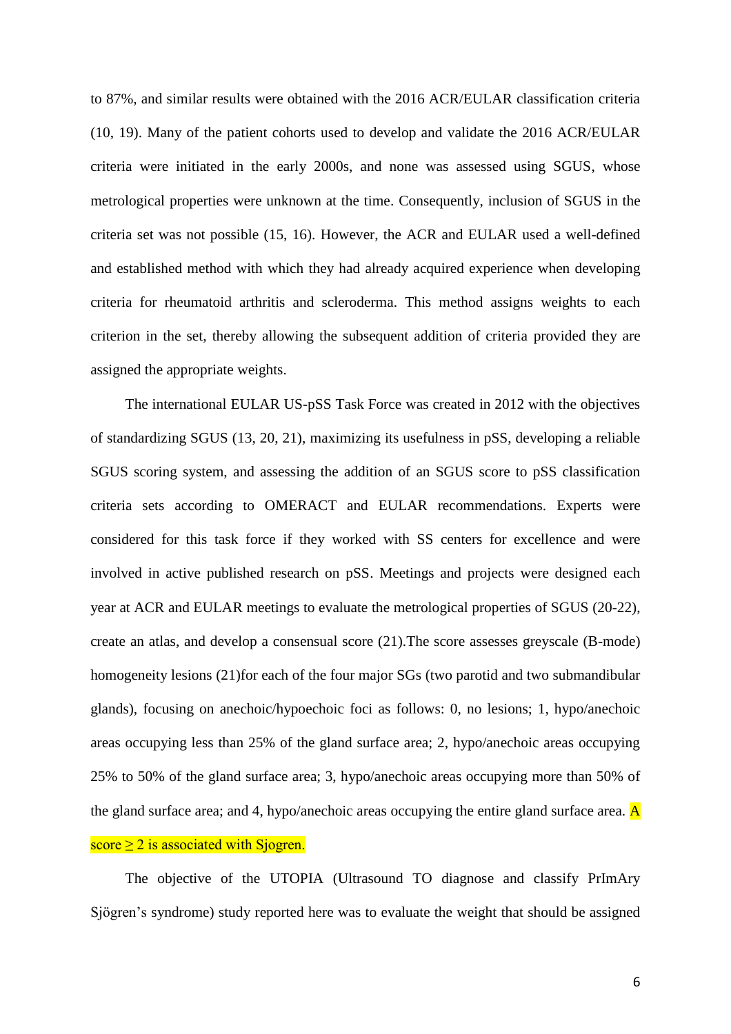to 87%, and similar results were obtained with the 2016 ACR/EULAR classification criteria (10, 19). Many of the patient cohorts used to develop and validate the 2016 ACR/EULAR criteria were initiated in the early 2000s, and none was assessed using SGUS, whose metrological properties were unknown at the time. Consequently, inclusion of SGUS in the criteria set was not possible (15, 16). However, the ACR and EULAR used a well-defined and established method with which they had already acquired experience when developing criteria for rheumatoid arthritis and scleroderma. This method assigns weights to each criterion in the set, thereby allowing the subsequent addition of criteria provided they are assigned the appropriate weights.

The international EULAR US-pSS Task Force was created in 2012 with the objectives of standardizing SGUS (13, 20, 21), maximizing its usefulness in pSS, developing a reliable SGUS scoring system, and assessing the addition of an SGUS score to pSS classification criteria sets according to OMERACT and EULAR recommendations. Experts were considered for this task force if they worked with SS centers for excellence and were involved in active published research on pSS. Meetings and projects were designed each year at ACR and EULAR meetings to evaluate the metrological properties of SGUS (20-22), create an atlas, and develop a consensual score (21).The score assesses greyscale (B-mode) homogeneity lesions (21)for each of the four major SGs (two parotid and two submandibular glands), focusing on anechoic/hypoechoic foci as follows: 0, no lesions; 1, hypo/anechoic areas occupying less than 25% of the gland surface area; 2, hypo/anechoic areas occupying 25% to 50% of the gland surface area; 3, hypo/anechoic areas occupying more than 50% of the gland surface area; and 4, hypo/anechoic areas occupying the entire gland surface area. A score $\geq 2$ is associated with Sjogren.

The objective of the UTOPIA (Ultrasound TO diagnose and classify PrImAry Sjögren's syndrome) study reported here was to evaluate the weight that should be assigned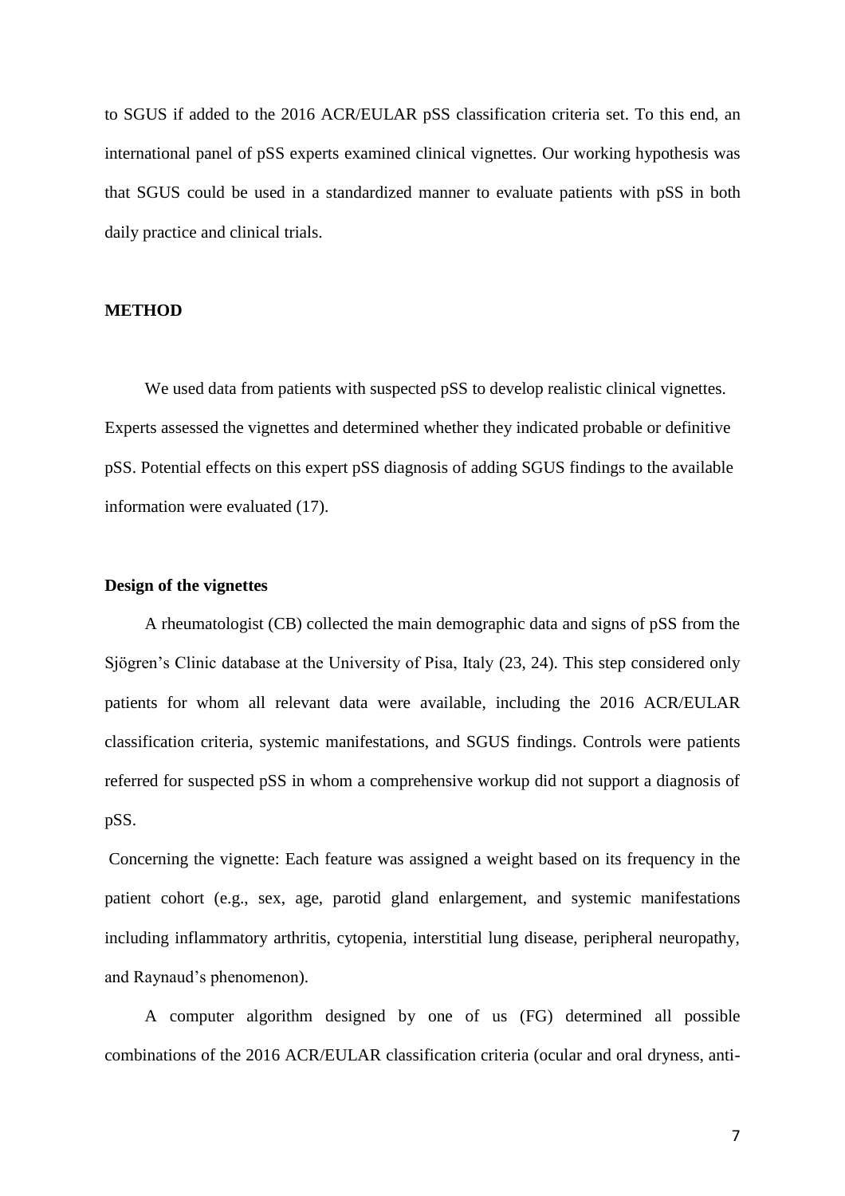to SGUS if added to the 2016 ACR/EULAR pSS classification criteria set. To this end, an international panel of pSS experts examined clinical vignettes. Our working hypothesis was that SGUS could be used in a standardized manner to evaluate patients with pSS in both daily practice and clinical trials.

## METHOD

We used data from patients with suspected pSS to develop realistic clinical vignettes. Experts assessed the vignettes and determined whether they indicated probable or definitive pSS. Potential effects on this expert pSS diagnosis of adding SGUS findings to the available information were evaluated (17).

### Design of the vignettes

A rheumatologist (CB) collected the main demographic data and signs of pSS from the Sjögren's Clinic database at the University of Pisa, Italy (23, 24). This step considered only patients for whom all relevant data were available, including the 2016 ACR/EULAR classification criteria, systemic manifestations, and SGUS findings. Controls were patients referred for suspected pSS in whom a comprehensive workup did not support a diagnosis of pSS.

Concerning the vignette: Each feature was assigned a weight based on its frequency in the patient cohort (e.g., sex, age, parotid gland enlargement, and systemic manifestations including inflammatory arthritis, cytopenia, interstitial lung disease, peripheral neuropathy, and Raynaud's phenomenon).

A computer algorithm designed by one of us (FG) determined all possible combinations of the 2016 ACR/EULAR classification criteria (ocular and oral dryness, anti-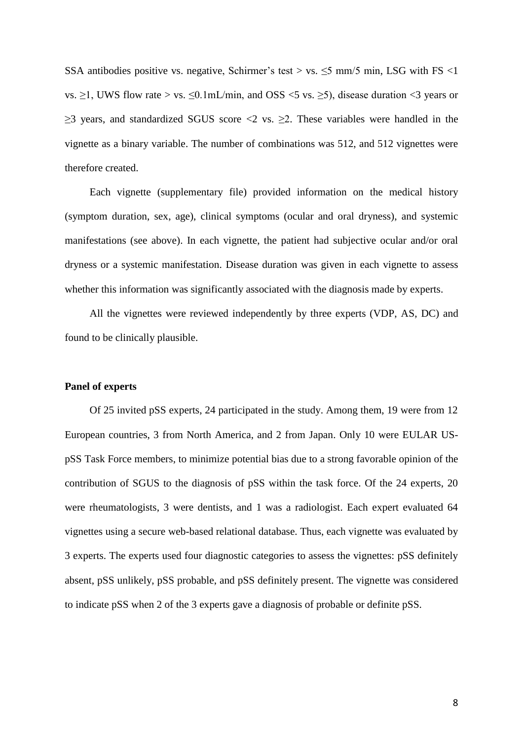SSA antibodies positive vs. negative, Schirmer's test > vs. ≤5 mm/5 min, LSG with FS <1 vs. ≥1, UWS flow rate > vs. ≤0.1mL/min, and OSS <5 vs. ≥5), disease duration <3 years or ≥3 years, and standardized SGUS score <2 vs. ≥2. These variables were handled in the vignette as a binary variable. The number of combinations was 512, and 512 vignettes were therefore created.

Each vignette (supplementary file) provided information on the medical history (symptom duration, sex, age), clinical symptoms (ocular and oral dryness), and systemic manifestations (see above). In each vignette, the patient had subjective ocular and/or oral dryness or a systemic manifestation. Disease duration was given in each vignette to assess whether this information was significantly associated with the diagnosis made by experts.

All the vignettes were reviewed independently by three experts (VDP, AS, DC) and found to be clinically plausible.

**Panel of experts**

Of 25 invited pSS experts, 24 participated in the study. Among them, 19 were from 12 European countries, 3 from North America, and 2 from Japan. Only 10 were EULAR US-pSS Task Force members, to minimize potential bias due to a strong favorable opinion of the contribution of SGUS to the diagnosis of pSS within the task force. Of the 24 experts, 20 were rheumatologists, 3 were dentists, and 1 was a radiologist. Each expert evaluated 64 vignettes using a secure web-based relational database. Thus, each vignette was evaluated by 3 experts. The experts used four diagnostic categories to assess the vignettes: pSS definitely absent, pSS unlikely, pSS probable, and pSS definitely present. The vignette was considered to indicate pSS when 2 of the 3 experts gave a diagnosis of probable or definite pSS.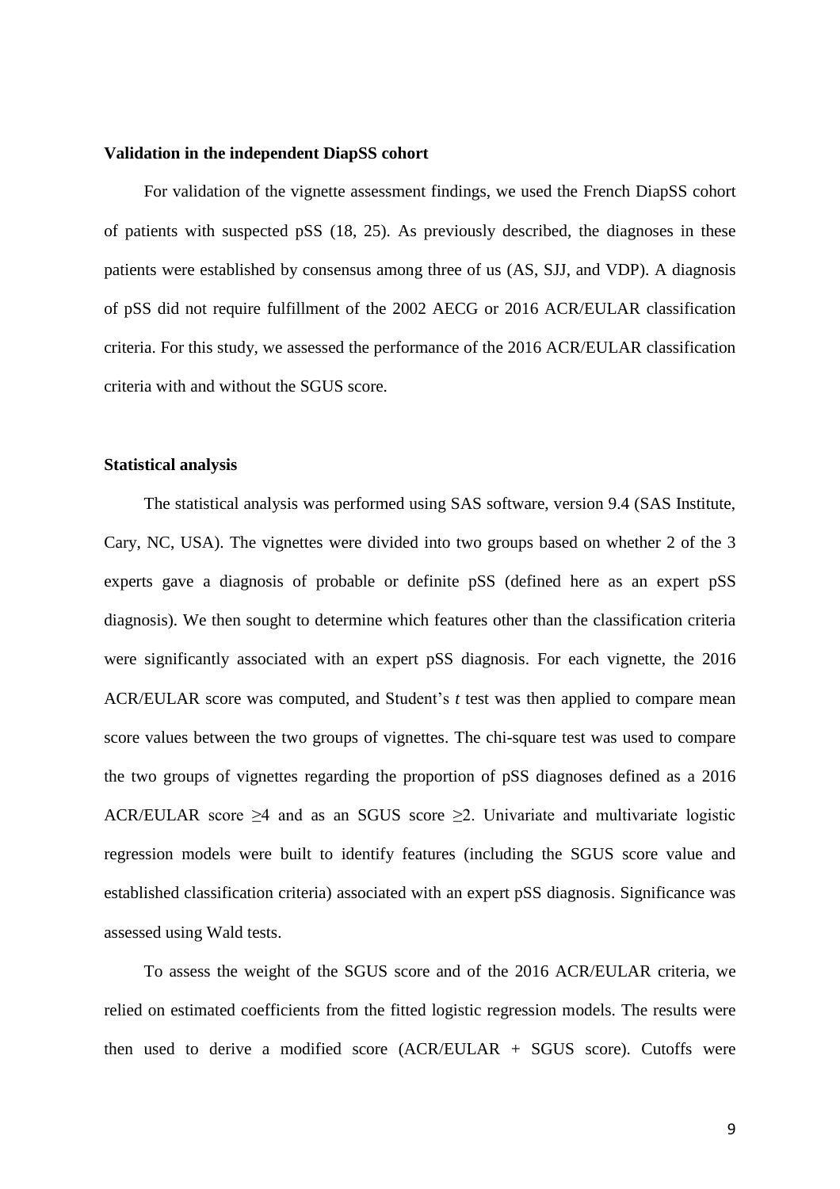**Validation in the independent DiapSS cohort**

For validation of the vignette assessment findings, we used the French DiapSS cohort of patients with suspected pSS (18, 25). As previously described, the diagnoses in these patients were established by consensus among three of us (AS, SJJ, and VDP). A diagnosis of pSS did not require fulfillment of the 2002 AECG or 2016 ACR/EULAR classification criteria. For this study, we assessed the performance of the 2016 ACR/EULAR classification criteria with and without the SGUS score.

**Statistical analysis**

The statistical analysis was performed using SAS software, version 9.4 (SAS Institute, Cary, NC, USA). The vignettes were divided into two groups based on whether 2 of the 3 experts gave a diagnosis of probable or definite pSS (defined here as an expert pSS diagnosis). We then sought to determine which features other than the classification criteria were significantly associated with an expert pSS diagnosis. For each vignette, the 2016 ACR/EULAR score was computed, and Student's *t* test was then applied to compare mean score values between the two groups of vignettes. The chi-square test was used to compare the two groups of vignettes regarding the proportion of pSS diagnoses defined as a 2016 ACR/EULAR score $\geq 4$ and as an SGUS score $\geq 2$. Univariate and multivariate logistic regression models were built to identify features (including the SGUS score value and established classification criteria) associated with an expert pSS diagnosis. Significance was assessed using Wald tests.

To assess the weight of the SGUS score and of the 2016 ACR/EULAR criteria, we relied on estimated coefficients from the fitted logistic regression models. The results were then used to derive a modified score (ACR/EULAR + SGUS score). Cutoffs were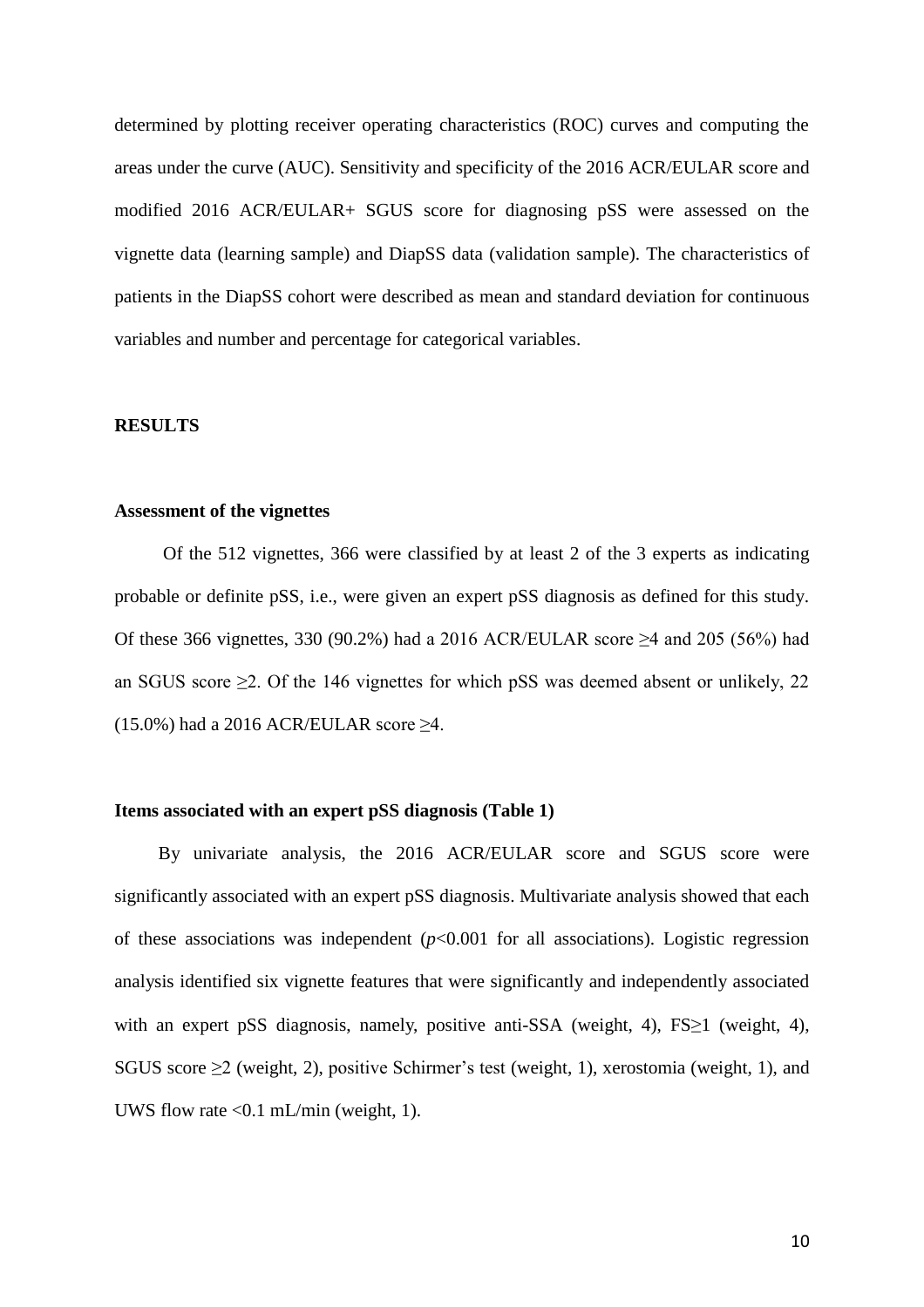determined by plotting receiver operating characteristics (ROC) curves and computing the areas under the curve (AUC). Sensitivity and specificity of the 2016 ACR/EULAR score and modified 2016 ACR/EULAR+ SGUS score for diagnosing pSS were assessed on the vignette data (learning sample) and DiapSS data (validation sample). The characteristics of patients in the DiapSS cohort were described as mean and standard deviation for continuous variables and number and percentage for categorical variables.

## RESULTS

### Assessment of the vignettes

Of the 512 vignettes, 366 were classified by at least 2 of the 3 experts as indicating probable or definite pSS, i.e., were given an expert pSS diagnosis as defined for this study. Of these 366 vignettes, 330 (90.2%) had a 2016 ACR/EULAR score $\geq$4 and 205 (56%) had an SGUS score $\geq$2. Of the 146 vignettes for which pSS was deemed absent or unlikely, 22 (15.0%) had a 2016 ACR/EULAR score $\geq$4.

### Items associated with an expert pSS diagnosis (Table 1)

By univariate analysis, the 2016 ACR/EULAR score and SGUS score were significantly associated with an expert pSS diagnosis. Multivariate analysis showed that each of these associations was independent ($p<0.001$ for all associations). Logistic regression analysis identified six vignette features that were significantly and independently associated with an expert pSS diagnosis, namely, positive anti-SSA (weight, 4), FS$\geq$1 (weight, 4), SGUS score $\geq$2 (weight, 2), positive Schirmer's test (weight, 1), xerostomia (weight, 1), and UWS flow rate <0.1 mL/min (weight, 1).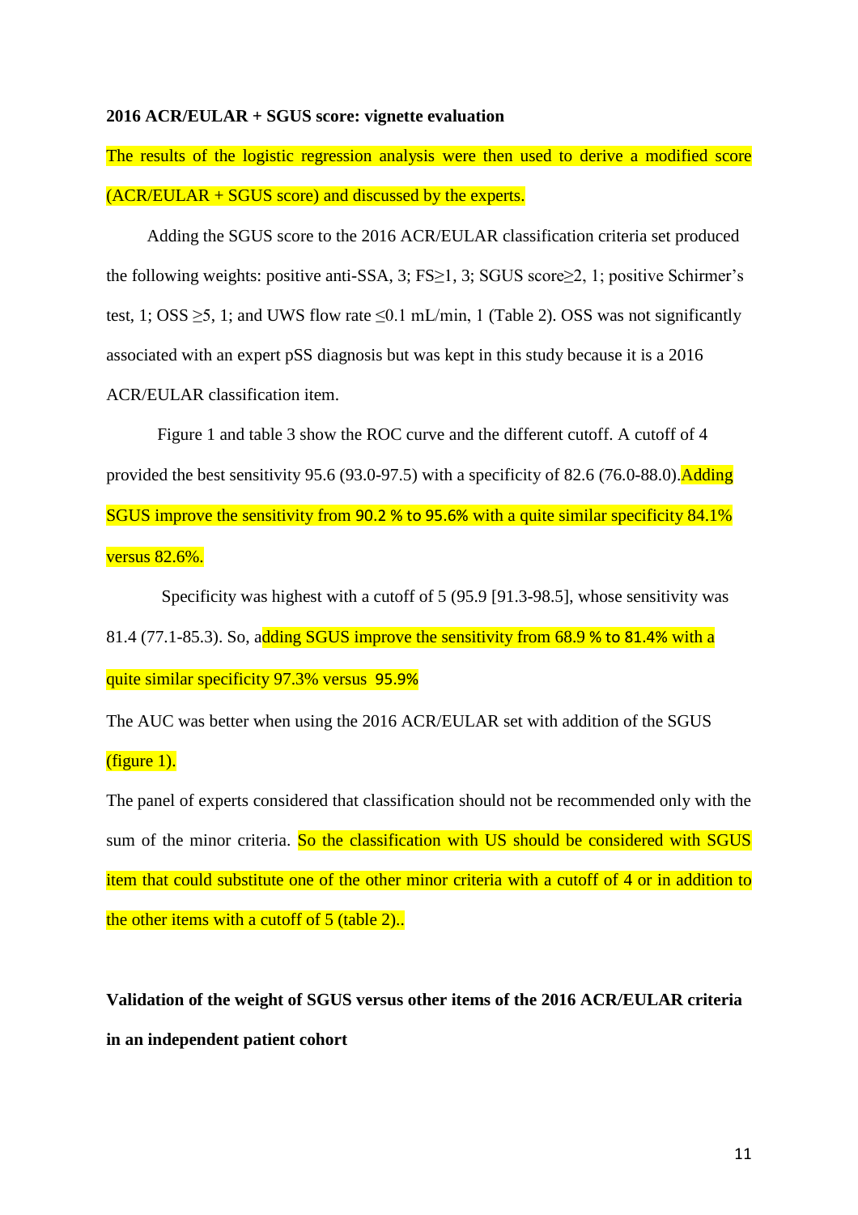**2016 ACR/EULAR + SGUS score: vignette evaluation**

The results of the logistic regression analysis were then used to derive a modified score (ACR/EULAR + SGUS score) and discussed by the experts.

Adding the SGUS score to the 2016 ACR/EULAR classification criteria set produced the following weights: positive anti-SSA, 3; FS≥1, 3; SGUS score≥2, 1; positive Schirmer's test, 1; OSS ≥5, 1; and UWS flow rate ≤0.1 mL/min, 1 (Table 2). OSS was not significantly associated with an expert pSS diagnosis but was kept in this study because it is a 2016 ACR/EULAR classification item.

Figure 1 and table 3 show the ROC curve and the different cutoff. A cutoff of 4 provided the best sensitivity 95.6 (93.0-97.5) with a specificity of 82.6 (76.0-88.0). Adding SGUS improve the sensitivity from 90.2 % to 95.6% with a quite similar specificity 84.1% versus 82.6%.

Specificity was highest with a cutoff of 5 (95.9 [91.3-98.5], whose sensitivity was 81.4 (77.1-85.3). So, adding SGUS improve the sensitivity from 68.9 % to 81.4% with a quite similar specificity 97.3% versus 95.9%

The AUC was better when using the 2016 ACR/EULAR set with addition of the SGUS (figure 1).

The panel of experts considered that classification should not be recommended only with the sum of the minor criteria. So the classification with US should be considered with SGUS item that could substitute one of the other minor criteria with a cutoff of 4 or in addition to the other items with a cutoff of 5 (table 2)..

**Validation of the weight of SGUS versus other items of the 2016 ACR/EULAR criteria in an independent patient cohort**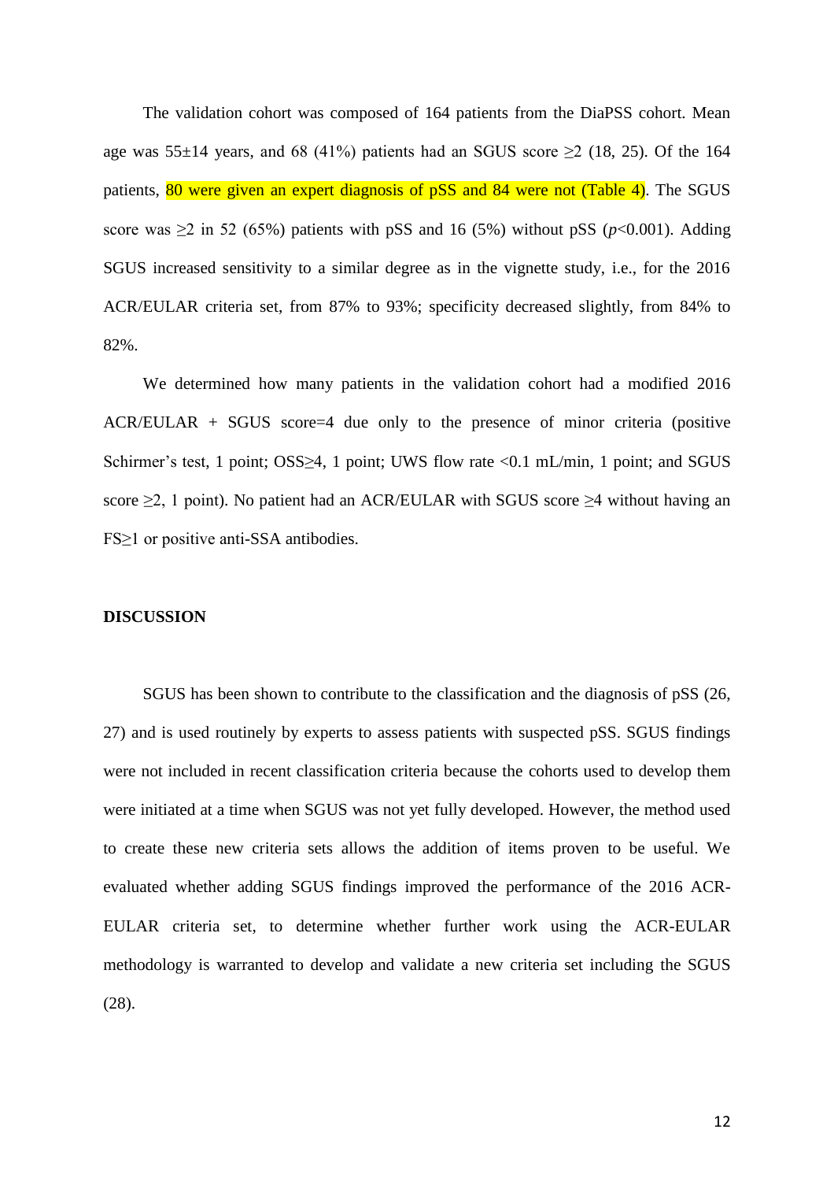The validation cohort was composed of 164 patients from the DiaPSS cohort. Mean age was 55±14 years, and 68 (41%) patients had an SGUS score ≥2 (18, 25). Of the 164 patients, 80 were given an expert diagnosis of pSS and 84 were not (Table 4). The SGUS score was ≥2 in 52 (65%) patients with pSS and 16 (5%) without pSS ($p$<0.001). Adding SGUS increased sensitivity to a similar degree as in the vignette study, i.e., for the 2016 ACR/EULAR criteria set, from 87% to 93%; specificity decreased slightly, from 84% to 82%.

We determined how many patients in the validation cohort had a modified 2016 ACR/EULAR + SGUS score=4 due only to the presence of minor criteria (positive Schirmer's test, 1 point; OSS≥4, 1 point; UWS flow rate <0.1 mL/min, 1 point; and SGUS score ≥2, 1 point). No patient had an ACR/EULAR with SGUS score ≥4 without having an FS≥1 or positive anti-SSA antibodies.

## DISCUSSION

SGUS has been shown to contribute to the classification and the diagnosis of pSS (26, 27) and is used routinely by experts to assess patients with suspected pSS. SGUS findings were not included in recent classification criteria because the cohorts used to develop them were initiated at a time when SGUS was not yet fully developed. However, the method used to create these new criteria sets allows the addition of items proven to be useful. We evaluated whether adding SGUS findings improved the performance of the 2016 ACR-EULAR criteria set, to determine whether further work using the ACR-EULAR methodology is warranted to develop and validate a new criteria set including the SGUS (28).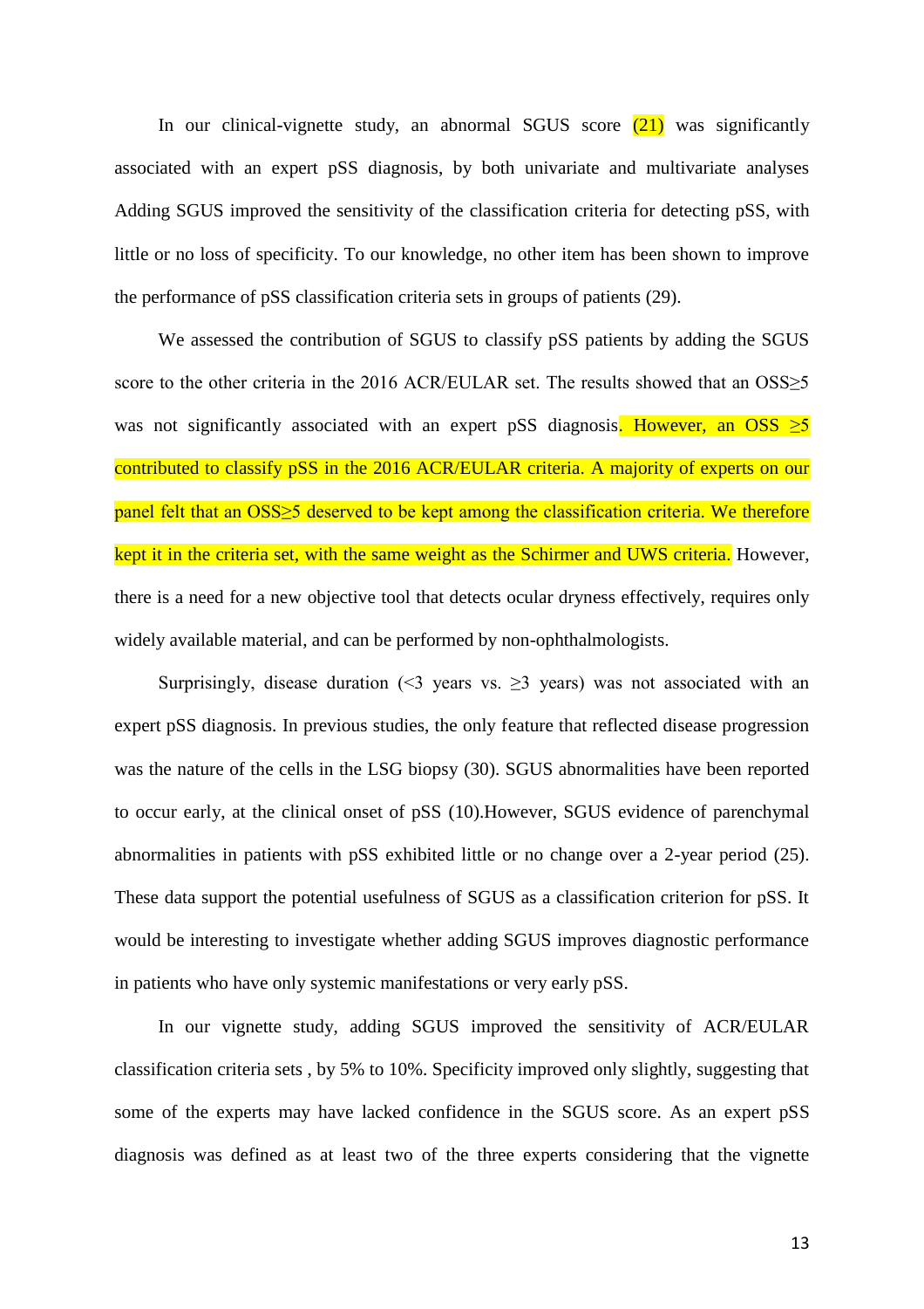In our clinical-vignette study, an abnormal SGUS score (21) was significantly associated with an expert pSS diagnosis, by both univariate and multivariate analyses Adding SGUS improved the sensitivity of the classification criteria for detecting pSS, with little or no loss of specificity. To our knowledge, no other item has been shown to improve the performance of pSS classification criteria sets in groups of patients (29).

We assessed the contribution of SGUS to classify pSS patients by adding the SGUS score to the other criteria in the 2016 ACR/EULAR set. The results showed that an OSS≥5 was not significantly associated with an expert pSS diagnosis. However, an OSS ≥5 contributed to classify pSS in the 2016 ACR/EULAR criteria. A majority of experts on our panel felt that an OSS≥5 deserved to be kept among the classification criteria. We therefore kept it in the criteria set, with the same weight as the Schirmer and UWS criteria. However, there is a need for a new objective tool that detects ocular dryness effectively, requires only widely available material, and can be performed by non-ophthalmologists.

Surprisingly, disease duration (<3 years vs. ≥3 years) was not associated with an expert pSS diagnosis. In previous studies, the only feature that reflected disease progression was the nature of the cells in the LSG biopsy (30). SGUS abnormalities have been reported to occur early, at the clinical onset of pSS (10).However, SGUS evidence of parenchymal abnormalities in patients with pSS exhibited little or no change over a 2-year period (25). These data support the potential usefulness of SGUS as a classification criterion for pSS. It would be interesting to investigate whether adding SGUS improves diagnostic performance in patients who have only systemic manifestations or very early pSS.

In our vignette study, adding SGUS improved the sensitivity of ACR/EULAR classification criteria sets , by 5% to 10%. Specificity improved only slightly, suggesting that some of the experts may have lacked confidence in the SGUS score. As an expert pSS diagnosis was defined as at least two of the three experts considering that the vignette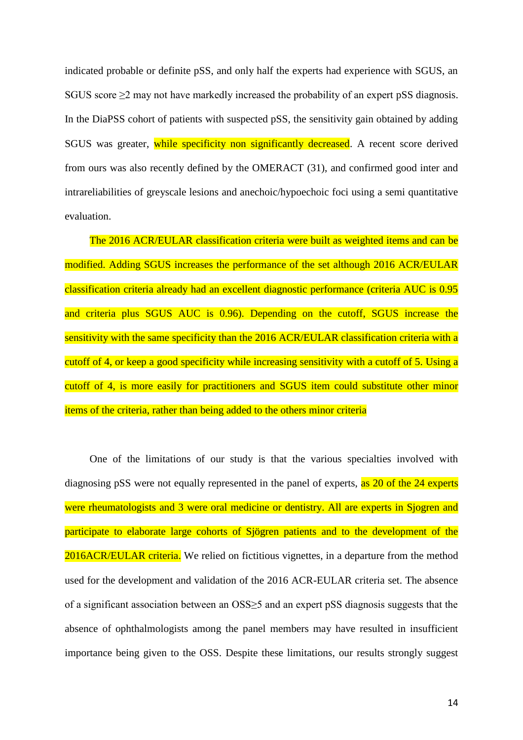indicated probable or definite pSS, and only half the experts had experience with SGUS, an SGUS score ≥2 may not have markedly increased the probability of an expert pSS diagnosis. In the DiaPSS cohort of patients with suspected pSS, the sensitivity gain obtained by adding SGUS was greater, while specificity non significantly decreased. A recent score derived from ours was also recently defined by the OMERACT (31), and confirmed good inter and intrareliabilities of greyscale lesions and anechoic/hypoechoic foci using a semi quantitative evaluation.

The 2016 ACR/EULAR classification criteria were built as weighted items and can be modified. Adding SGUS increases the performance of the set although 2016 ACR/EULAR classification criteria already had an excellent diagnostic performance (criteria AUC is 0.95 and criteria plus SGUS AUC is 0.96). Depending on the cutoff, SGUS increase the sensitivity with the same specificity than the 2016 ACR/EULAR classification criteria with a cutoff of 4, or keep a good specificity while increasing sensitivity with a cutoff of 5. Using a cutoff of 4, is more easily for practitioners and SGUS item could substitute other minor items of the criteria, rather than being added to the others minor criteria

One of the limitations of our study is that the various specialties involved with diagnosing pSS were not equally represented in the panel of experts, as 20 of the 24 experts were rheumatologists and 3 were oral medicine or dentistry. All are experts in Sjogren and participate to elaborate large cohorts of Sjögren patients and to the development of the 2016ACR/EULAR criteria. We relied on fictitious vignettes, in a departure from the method used for the development and validation of the 2016 ACR-EULAR criteria set. The absence of a significant association between an OSS≥5 and an expert pSS diagnosis suggests that the absence of ophthalmologists among the panel members may have resulted in insufficient importance being given to the OSS. Despite these limitations, our results strongly suggest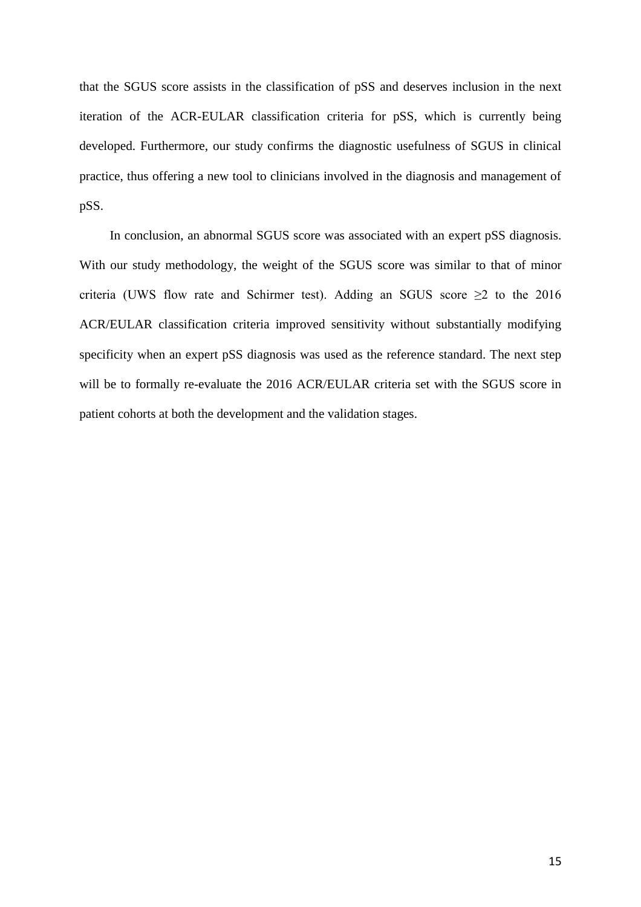that the SGUS score assists in the classification of pSS and deserves inclusion in the next iteration of the ACR-EULAR classification criteria for pSS, which is currently being developed. Furthermore, our study confirms the diagnostic usefulness of SGUS in clinical practice, thus offering a new tool to clinicians involved in the diagnosis and management of pSS.

In conclusion, an abnormal SGUS score was associated with an expert pSS diagnosis. With our study methodology, the weight of the SGUS score was similar to that of minor criteria (UWS flow rate and Schirmer test). Adding an SGUS score $\geq 2$ to the 2016 ACR/EULAR classification criteria improved sensitivity without substantially modifying specificity when an expert pSS diagnosis was used as the reference standard. The next step will be to formally re-evaluate the 2016 ACR/EULAR criteria set with the SGUS score in patient cohorts at both the development and the validation stages.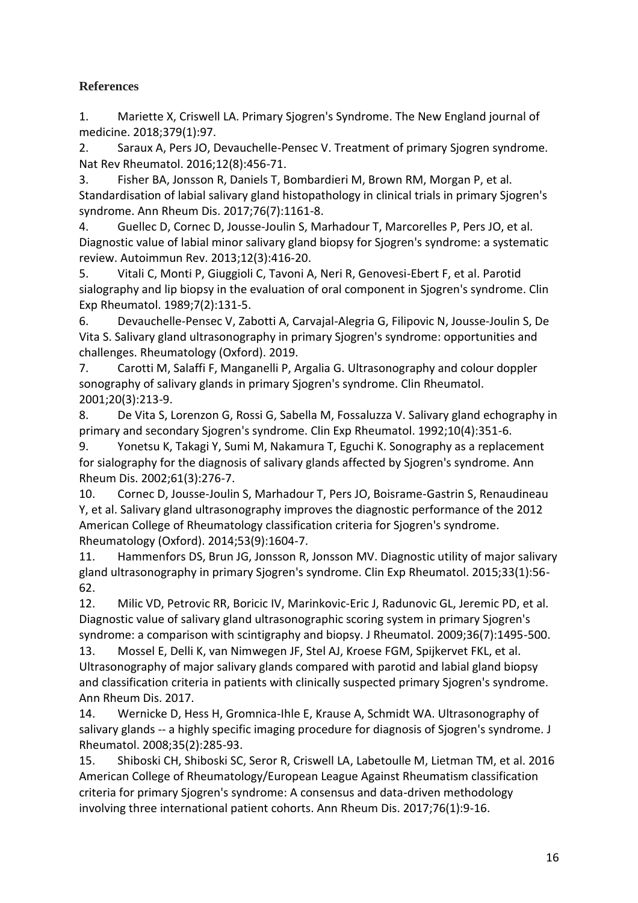## References

1. Mariette X, Criswell LA. Primary Sjogren's Syndrome. The New England journal of medicine. 2018;379(1):97.
2. Saraux A, Pers JO, Devauchelle-Pensec V. Treatment of primary Sjogren syndrome. Nat Rev Rheumatol. 2016;12(8):456-71.
3. Fisher BA, Jonsson R, Daniels T, Bombardieri M, Brown RM, Morgan P, et al. Standardisation of labial salivary gland histopathology in clinical trials in primary Sjogren's syndrome. Ann Rheum Dis. 2017;76(7):1161-8.
4. Guellec D, Cornec D, Jousse-Joulin S, Marhadour T, Marcorelles P, Pers JO, et al. Diagnostic value of labial minor salivary gland biopsy for Sjogren's syndrome: a systematic review. Autoimmun Rev. 2013;12(3):416-20.
5. Vitali C, Monti P, Giuggioli C, Tavoni A, Neri R, Genovesi-Ebert F, et al. Parotid sialography and lip biopsy in the evaluation of oral component in Sjogren's syndrome. Clin Exp Rheumatol. 1989;7(2):131-5.
6. Devauchelle-Pensec V, Zabotti A, Carvajal-Alegria G, Filipovic N, Jousse-Joulin S, De Vita S. Salivary gland ultrasonography in primary Sjogren's syndrome: opportunities and challenges. Rheumatology (Oxford). 2019.
7. Carotti M, Salaffi F, Manganelli P, Argalia G. Ultrasonography and colour doppler sonography of salivary glands in primary Sjogren's syndrome. Clin Rheumatol. 2001;20(3):213-9.
8. De Vita S, Lorenzon G, Rossi G, Sabella M, Fossaluzza V. Salivary gland echography in primary and secondary Sjogren's syndrome. Clin Exp Rheumatol. 1992;10(4):351-6.
9. Yonetsu K, Takagi Y, Sumi M, Nakamura T, Eguchi K. Sonography as a replacement for sialography for the diagnosis of salivary glands affected by Sjogren's syndrome. Ann Rheum Dis. 2002;61(3):276-7.
10. Cornec D, Jousse-Joulin S, Marhadour T, Pers JO, Boisrame-Gastrin S, Renaudineau Y, et al. Salivary gland ultrasonography improves the diagnostic performance of the 2012 American College of Rheumatology classification criteria for Sjogren's syndrome. Rheumatology (Oxford). 2014;53(9):1604-7.
11. Hammenfors DS, Brun JG, Jonsson R, Jonsson MV. Diagnostic utility of major salivary gland ultrasonography in primary Sjogren's syndrome. Clin Exp Rheumatol. 2015;33(1):56-62.
12. Milic VD, Petrovic RR, Boricic IV, Marinkovic-Eric J, Radunovic GL, Jeremic PD, et al. Diagnostic value of salivary gland ultrasonographic scoring system in primary Sjogren's syndrome: a comparison with scintigraphy and biopsy. J Rheumatol. 2009;36(7):1495-500.
13. Mossel E, Delli K, van Nimwegen JF, Stel AJ, Kroese FGM, Spijkervet FKL, et al. Ultrasonography of major salivary glands compared with parotid and labial gland biopsy and classification criteria in patients with clinically suspected primary Sjogren's syndrome. Ann Rheum Dis. 2017.
14. Wernicke D, Hess H, Gromnica-Ihle E, Krause A, Schmidt WA. Ultrasonography of salivary glands -- a highly specific imaging procedure for diagnosis of Sjogren's syndrome. J Rheumatol. 2008;35(2):285-93.
15. Shiboski CH, Shiboski SC, Seror R, Criswell LA, Labetoulle M, Lietman TM, et al. 2016 American College of Rheumatology/European League Against Rheumatism classification criteria for primary Sjogren's syndrome: A consensus and data-driven methodology involving three international patient cohorts. Ann Rheum Dis. 2017;76(1):9-16.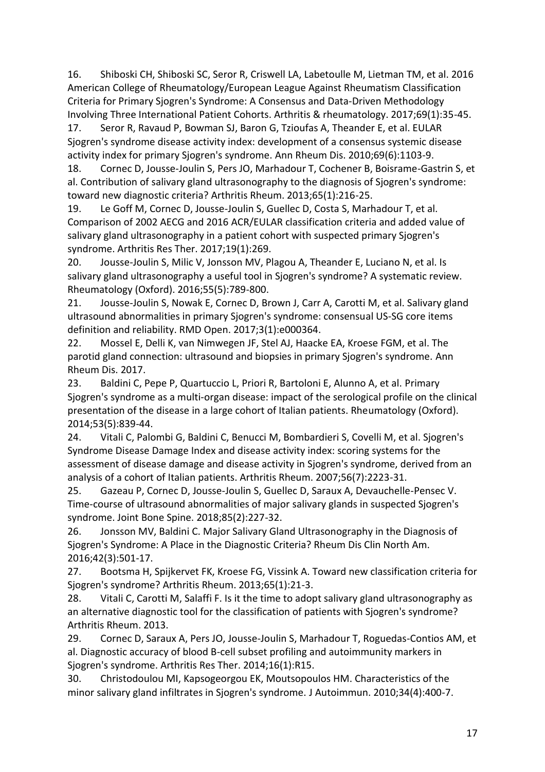16. Shiboski CH, Shiboski SC, Seror R, Criswell LA, Labetoulle M, Lietman TM, et al. 2016 American College of Rheumatology/European League Against Rheumatism Classification Criteria for Primary Sjogren's Syndrome: A Consensus and Data-Driven Methodology Involving Three International Patient Cohorts. Arthritis & rheumatology. 2017;69(1):35-45.
17. Seror R, Ravaud P, Bowman SJ, Baron G, Tzioufas A, Theander E, et al. EULAR Sjogren's syndrome disease activity index: development of a consensus systemic disease activity index for primary Sjogren's syndrome. Ann Rheum Dis. 2010;69(6):1103-9.
18. Cornec D, Jousse-Joulin S, Pers JO, Marhadour T, Cochener B, Boisrame-Gastrin S, et al. Contribution of salivary gland ultrasonography to the diagnosis of Sjogren's syndrome: toward new diagnostic criteria? Arthritis Rheum. 2013;65(1):216-25.
19. Le Goff M, Cornec D, Jousse-Joulin S, Guellec D, Costa S, Marhadour T, et al. Comparison of 2002 AECG and 2016 ACR/EULAR classification criteria and added value of salivary gland ultrasonography in a patient cohort with suspected primary Sjogren's syndrome. Arthritis Res Ther. 2017;19(1):269.
20. Jousse-Joulin S, Milic V, Jonsson MV, Plagou A, Theander E, Luciano N, et al. Is salivary gland ultrasonography a useful tool in Sjogren's syndrome? A systematic review. Rheumatology (Oxford). 2016;55(5):789-800.
21. Jousse-Joulin S, Nowak E, Cornec D, Brown J, Carr A, Carotti M, et al. Salivary gland ultrasound abnormalities in primary Sjogren's syndrome: consensual US-SG core items definition and reliability. RMD Open. 2017;3(1):e000364.
22. Mossel E, Delli K, van Nimwegen JF, Stel AJ, Haacke EA, Kroese FGM, et al. The parotid gland connection: ultrasound and biopsies in primary Sjogren's syndrome. Ann Rheum Dis. 2017.
23. Baldini C, Pepe P, Quartuccio L, Priori R, Bartoloni E, Alunno A, et al. Primary Sjogren's syndrome as a multi-organ disease: impact of the serological profile on the clinical presentation of the disease in a large cohort of Italian patients. Rheumatology (Oxford). 2014;53(5):839-44.
24. Vitali C, Palombi G, Baldini C, Benucci M, Bombardieri S, Covelli M, et al. Sjogren's Syndrome Disease Damage Index and disease activity index: scoring systems for the assessment of disease damage and disease activity in Sjogren's syndrome, derived from an analysis of a cohort of Italian patients. Arthritis Rheum. 2007;56(7):2223-31.
25. Gazeau P, Cornec D, Jousse-Joulin S, Guellec D, Saraux A, Devauchelle-Pensec V. Time-course of ultrasound abnormalities of major salivary glands in suspected Sjogren's syndrome. Joint Bone Spine. 2018;85(2):227-32.
26. Jonsson MV, Baldini C. Major Salivary Gland Ultrasonography in the Diagnosis of Sjogren's Syndrome: A Place in the Diagnostic Criteria? Rheum Dis Clin North Am. 2016;42(3):501-17.
27. Bootsma H, Spijkervet FK, Kroese FG, Vissink A. Toward new classification criteria for Sjogren's syndrome? Arthritis Rheum. 2013;65(1):21-3.
28. Vitali C, Carotti M, Salaffi F. Is it the time to adopt salivary gland ultrasonography as an alternative diagnostic tool for the classification of patients with Sjogren's syndrome? Arthritis Rheum. 2013.
29. Cornec D, Saraux A, Pers JO, Jousse-Joulin S, Marhadour T, Roguedas-Contios AM, et al. Diagnostic accuracy of blood B-cell subset profiling and autoimmunity markers in Sjogren's syndrome. Arthritis Res Ther. 2014;16(1):R15.
30. Christodoulou MI, Kapsogeorgou EK, Moutsopoulos HM. Characteristics of the minor salivary gland infiltrates in Sjogren's syndrome. J Autoimmun. 2010;34(4):400-7.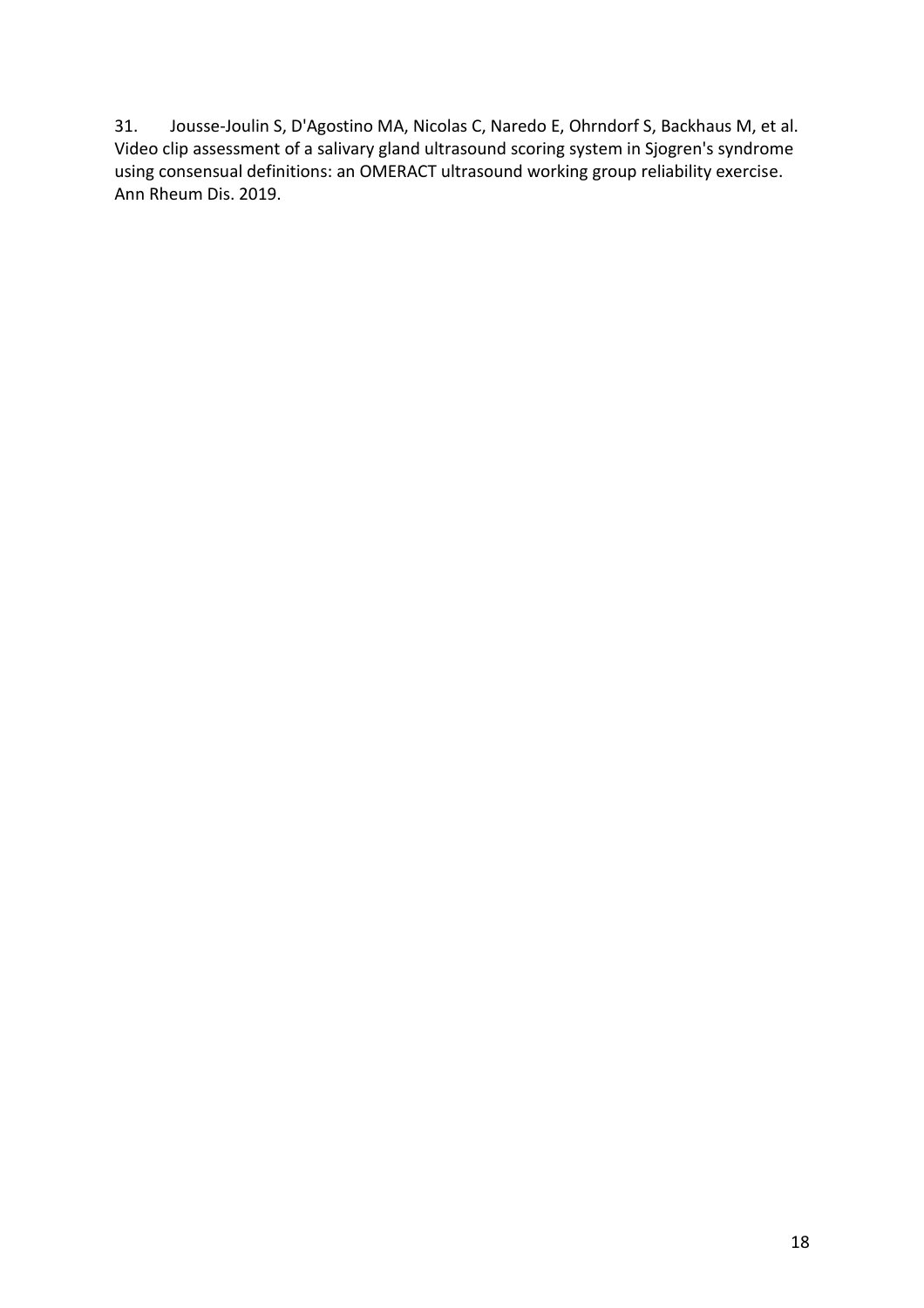31. Jousse-Joulin S, D'Agostino MA, Nicolas C, Naredo E, Ohrndorf S, Backhaus M, et al. Video clip assessment of a salivary gland ultrasound scoring system in Sjogren's syndrome using consensual definitions: an OMERACT ultrasound working group reliability exercise. Ann Rheum Dis. 2019.